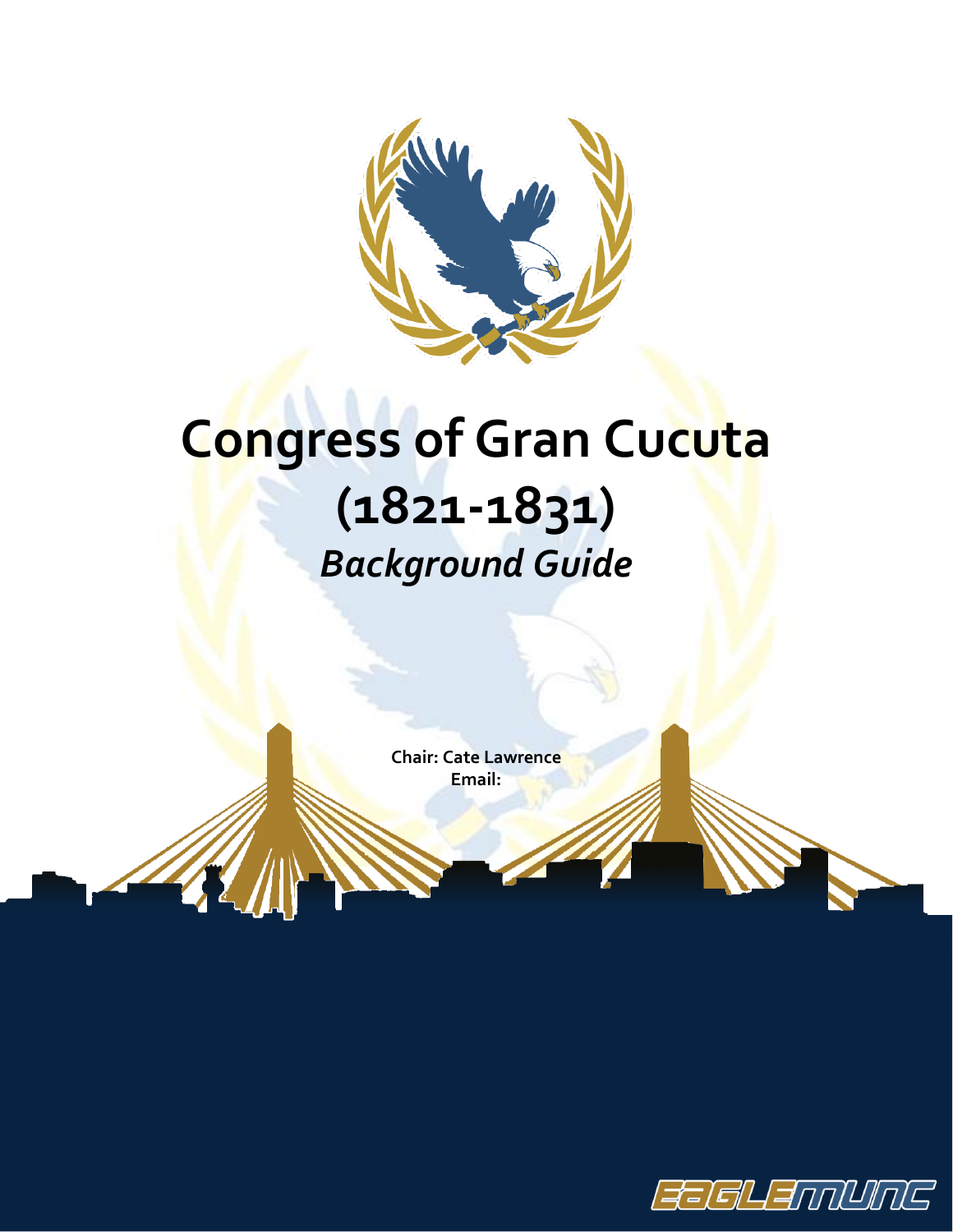# Congress of Gran Cucuta (1821-1831)

## *Background Guide*

**Chair: Cate Lawrence**
**Email:**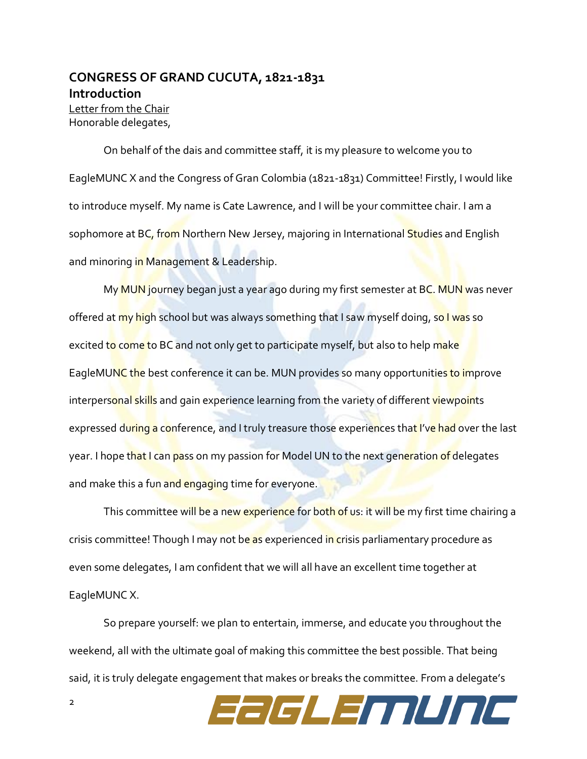## CONGRESS OF GRAND CUCUTA, 1821-1831

### Introduction

Letter from the Chair

Honorable delegates,

On behalf of the dais and committee staff, it is my pleasure to welcome you to EagleMUNC X and the Congress of Gran Colombia (1821-1831) Committee! Firstly, I would like to introduce myself. My name is Cate Lawrence, and I will be your committee chair. I am a sophomore at BC, from Northern New Jersey, majoring in International Studies and English and minoring in Management & Leadership.

My MUN journey began just a year ago during my first semester at BC. MUN was never offered at my high school but was always something that I saw myself doing, so I was so excited to come to BC and not only get to participate myself, but also to help make EagleMUNC the best conference it can be. MUN provides so many opportunities to improve interpersonal skills and gain experience learning from the variety of different viewpoints expressed during a conference, and I truly treasure those experiences that I've had over the last year. I hope that I can pass on my passion for Model UN to the next generation of delegates and make this a fun and engaging time for everyone.

This committee will be a new experience for both of us: it will be my first time chairing a crisis committee! Though I may not be as experienced in crisis parliamentary procedure as even some delegates, I am confident that we will all have an excellent time together at EagleMUNC X.

So prepare yourself: we plan to entertain, immerse, and educate you throughout the weekend, all with the ultimate goal of making this committee the best possible. That being said, it is truly delegate engagement that makes or breaks the committee. From a delegate's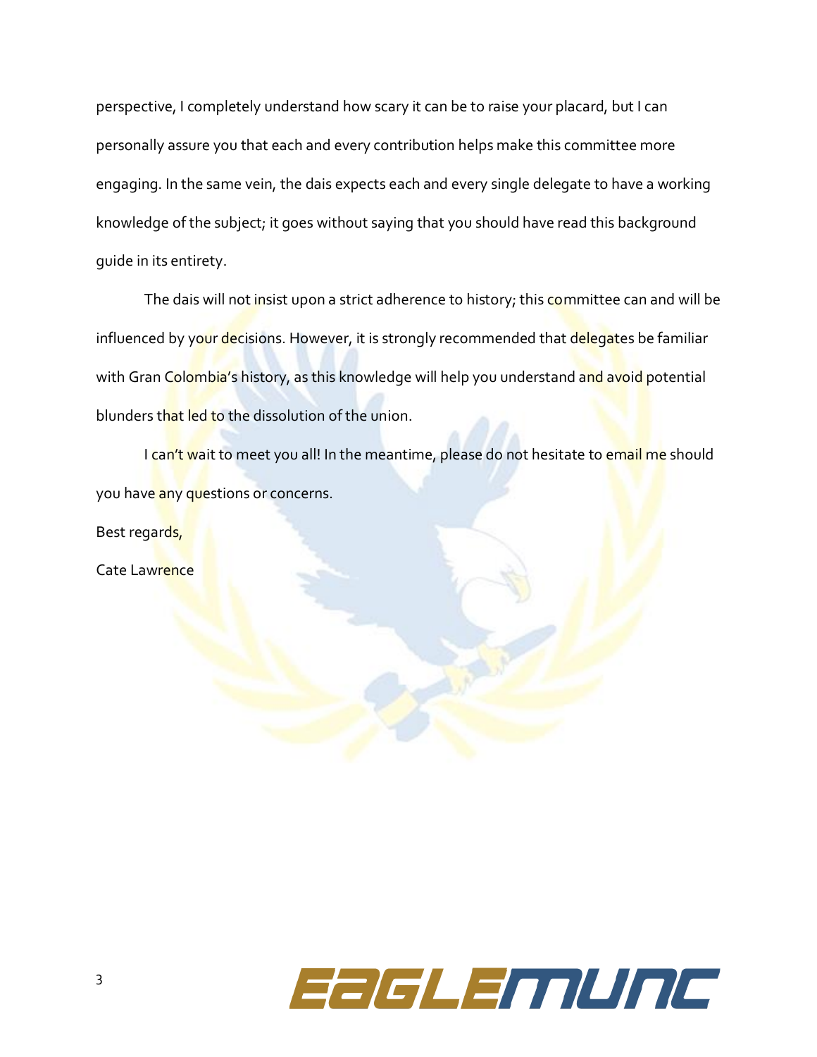perspective, I completely understand how scary it can be to raise your placard, but I can personally assure you that each and every contribution helps make this committee more engaging. In the same vein, the dais expects each and every single delegate to have a working knowledge of the subject; it goes without saying that you should have read this background guide in its entirety.

The dais will not insist upon a strict adherence to history; this committee can and will be influenced by your decisions. However, it is strongly recommended that delegates be familiar with Gran Colombia's history, as this knowledge will help you understand and avoid potential blunders that led to the dissolution of the union.

I can't wait to meet you all! In the meantime, please do not hesitate to email me should you have any questions or concerns.

Best regards,

Cate Lawrence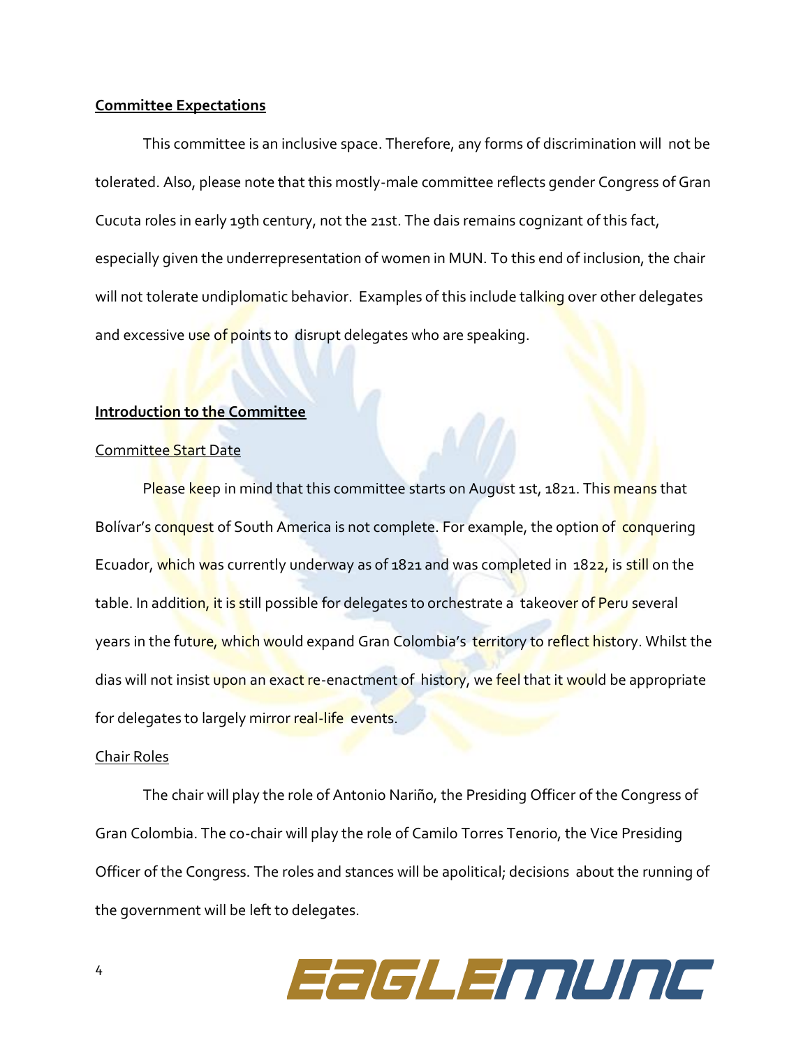**Committee Expectations**

This committee is an inclusive space. Therefore, any forms of discrimination will not be tolerated. Also, please note that this mostly-male committee reflects gender Congress of Gran Cucuta roles in early 19th century, not the 21st. The dais remains cognizant of this fact, especially given the underrepresentation of women in MUN. To this end of inclusion, the chair will not tolerate undiplomatic behavior. Examples of this include talking over other delegates and excessive use of points to disrupt delegates who are speaking.

**Introduction to the Committee**

Committee Start Date

Please keep in mind that this committee starts on August 1st, 1821. This means that Bolívar's conquest of South America is not complete. For example, the option of conquering Ecuador, which was currently underway as of 1821 and was completed in 1822, is still on the table. In addition, it is still possible for delegates to orchestrate a takeover of Peru several years in the future, which would expand Gran Colombia's territory to reflect history. Whilst the dias will not insist upon an exact re-enactment of history, we feel that it would be appropriate for delegates to largely mirror real-life events.

Chair Roles

The chair will play the role of Antonio Nariño, the Presiding Officer of the Congress of Gran Colombia. The co-chair will play the role of Camilo Torres Tenorio, the Vice Presiding Officer of the Congress. The roles and stances will be apolitical; decisions about the running of the government will be left to delegates.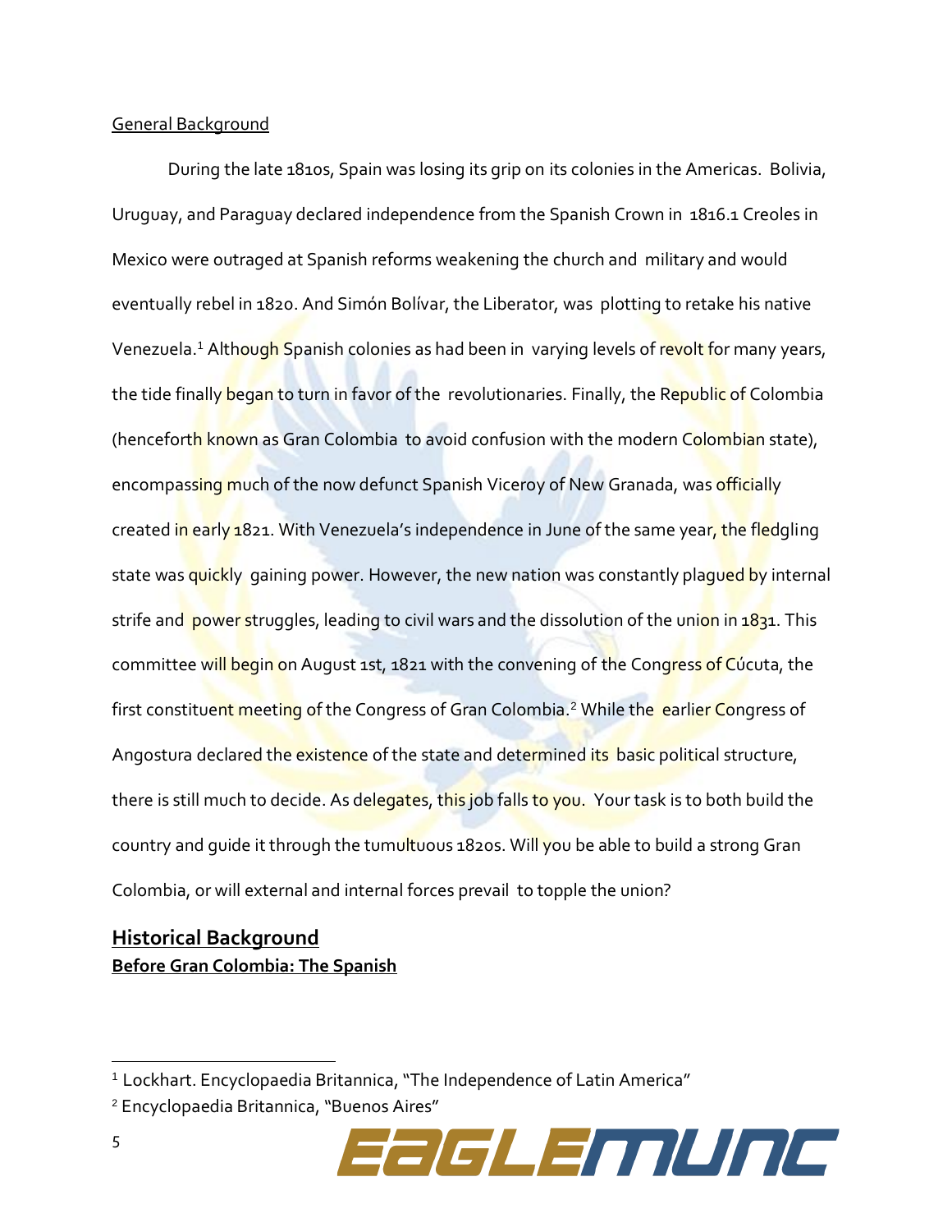General Background

During the late 1810s, Spain was losing its grip on its colonies in the Americas. Bolivia, Uruguay, and Paraguay declared independence from the Spanish Crown in 1816.1 Creoles in Mexico were outraged at Spanish reforms weakening the church and military and would eventually rebel in 1820. And Simón Bolívar, the Liberator, was plotting to retake his native Venezuela.[1] Although Spanish colonies as had been in varying levels of revolt for many years, the tide finally began to turn in favor of the revolutionaries. Finally, the Republic of Colombia (henceforth known as Gran Colombia to avoid confusion with the modern Colombian state), encompassing much of the now defunct Spanish Viceroy of New Granada, was officially created in early 1821. With Venezuela's independence in June of the same year, the fledgling state was quickly gaining power. However, the new nation was constantly plagued by internal strife and power struggles, leading to civil wars and the dissolution of the union in 1831. This committee will begin on August 1st, 1821 with the convening of the Congress of Cúcuta, the first constituent meeting of the Congress of Gran Colombia.[2] While the earlier Congress of Angostura declared the existence of the state and determined its basic political structure, there is still much to decide. As delegates, this job falls to you. Your task is to both build the country and guide it through the tumultuous 1820s. Will you be able to build a strong Gran Colombia, or will external and internal forces prevail to topple the union?

## Historical Background

### Before Gran Colombia: The Spanish

[1] Lockhart. Encyclopaedia Britannica, "The Independence of Latin America"

[2] Encyclopaedia Britannica, "Buenos Aires"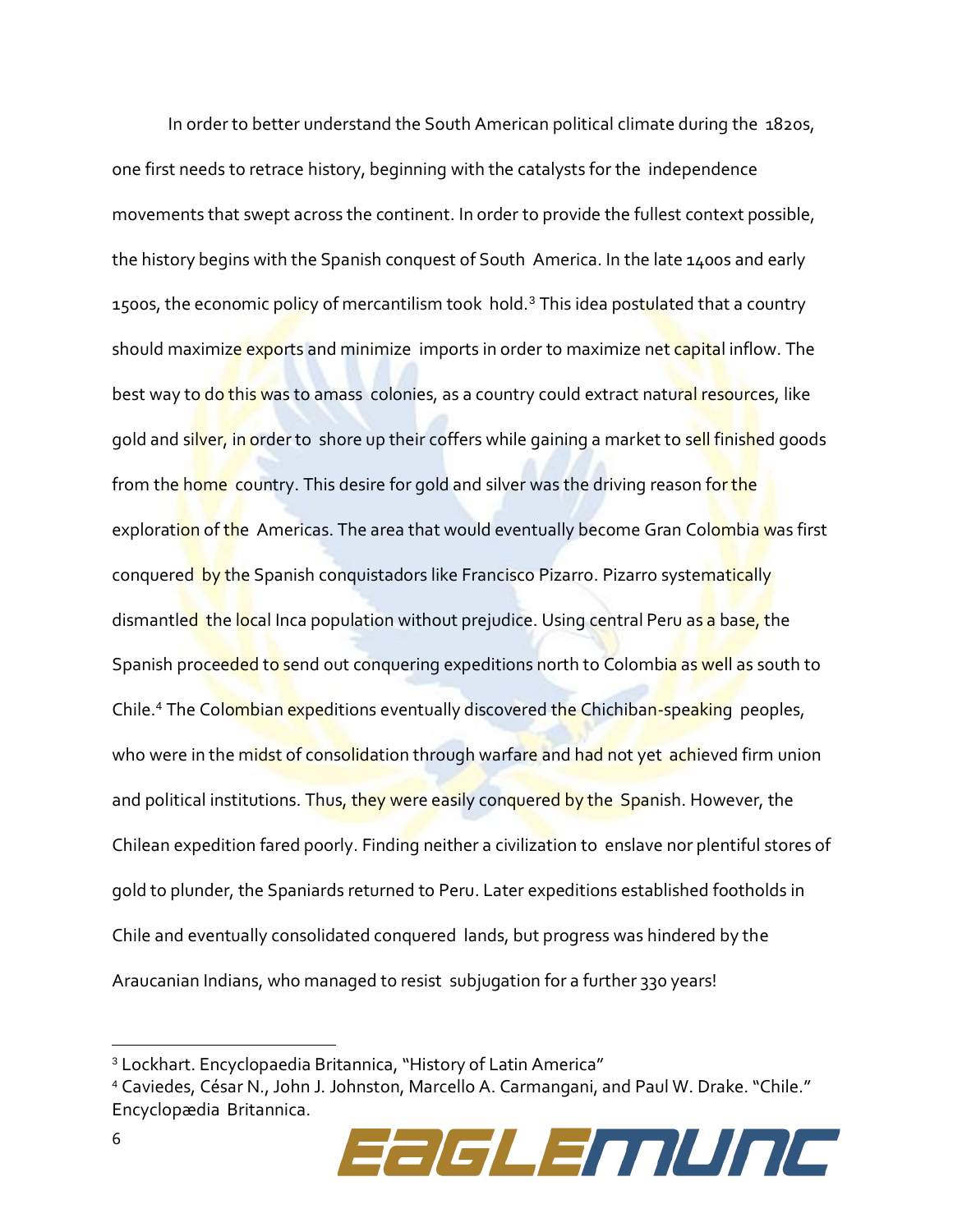In order to better understand the South American political climate during the 1820s, one first needs to retrace history, beginning with the catalysts for the independence movements that swept across the continent. In order to provide the fullest context possible, the history begins with the Spanish conquest of South America. In the late 1400s and early 1500s, the economic policy of mercantilism took hold.[3] This idea postulated that a country should maximize exports and minimize imports in order to maximize net capital inflow. The best way to do this was to amass colonies, as a country could extract natural resources, like gold and silver, in order to shore up their coffers while gaining a market to sell finished goods from the home country. This desire for gold and silver was the driving reason for the exploration of the Americas. The area that would eventually become Gran Colombia was first conquered by the Spanish conquistadors like Francisco Pizarro. Pizarro systematically dismantled the local Inca population without prejudice. Using central Peru as a base, the Spanish proceeded to send out conquering expeditions north to Colombia as well as south to Chile.[4] The Colombian expeditions eventually discovered the Chichiban-speaking peoples, who were in the midst of consolidation through warfare and had not yet achieved firm union and political institutions. Thus, they were easily conquered by the Spanish. However, the Chilean expedition fared poorly. Finding neither a civilization to enslave nor plentiful stores of gold to plunder, the Spaniards returned to Peru. Later expeditions established footholds in Chile and eventually consolidated conquered lands, but progress was hindered by the Araucanian Indians, who managed to resist subjugation for a further 330 years!

---

[3] Lockhart. Encyclopaedia Britannica, "History of Latin America"

[4] Caviedes, César N., John J. Johnston, Marcello A. Carmangani, and Paul W. Drake. "Chile." Encyclopædia Britannica.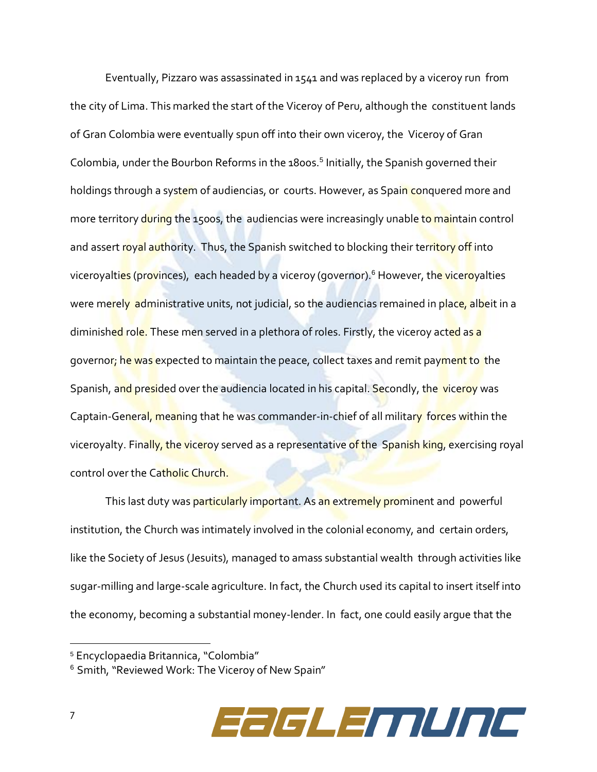Eventually, Pizzaro was assassinated in 1541 and was replaced by a viceroy run from the city of Lima. This marked the start of the Viceroy of Peru, although the constituent lands of Gran Colombia were eventually spun off into their own viceroy, the Viceroy of Gran Colombia, under the Bourbon Reforms in the 1800s.[5] Initially, the Spanish governed their holdings through a system of audiencias, or courts. However, as Spain conquered more and more territory during the 1500s, the audiencias were increasingly unable to maintain control and assert royal authority. Thus, the Spanish switched to blocking their territory off into viceroyalties (provinces), each headed by a viceroy (governor).[6] However, the viceroyalties were merely administrative units, not judicial, so the audiencias remained in place, albeit in a diminished role. These men served in a plethora of roles. Firstly, the viceroy acted as a governor; he was expected to maintain the peace, collect taxes and remit payment to the Spanish, and presided over the audiencia located in his capital. Secondly, the viceroy was Captain-General, meaning that he was commander-in-chief of all military forces within the viceroyalty. Finally, the viceroy served as a representative of the Spanish king, exercising royal control over the Catholic Church.

This last duty was particularly important. As an extremely prominent and powerful institution, the Church was intimately involved in the colonial economy, and certain orders, like the Society of Jesus (Jesuits), managed to amass substantial wealth through activities like sugar-milling and large-scale agriculture. In fact, the Church used its capital to insert itself into the economy, becoming a substantial money-lender. In fact, one could easily argue that the

---

[5] Encyclopaedia Britannica, "Colombia"

[6] Smith, "Reviewed Work: The Viceroy of New Spain"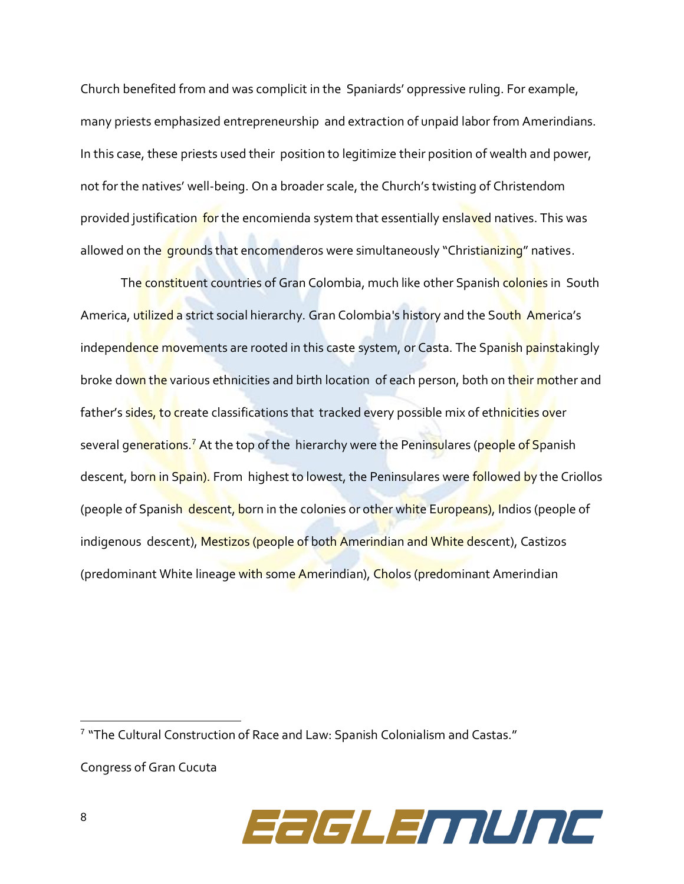Church benefited from and was complicit in the Spaniards' oppressive ruling. For example, many priests emphasized entrepreneurship and extraction of unpaid labor from Amerindians. In this case, these priests used their position to legitimize their position of wealth and power, not for the natives' well-being. On a broader scale, the Church's twisting of Christendom provided justification for the encomienda system that essentially enslaved natives. This was allowed on the grounds that encomenderos were simultaneously "Christianizing" natives.

The constituent countries of Gran Colombia, much like other Spanish colonies in South America, utilized a strict social hierarchy. Gran Colombia's history and the South America's independence movements are rooted in this caste system, or Casta. The Spanish painstakingly broke down the various ethnicities and birth location of each person, both on their mother and father's sides, to create classifications that tracked every possible mix of ethnicities over several generations.[7] At the top of the hierarchy were the Peninsulares (people of Spanish descent, born in Spain). From highest to lowest, the Peninsulares were followed by the Criollos (people of Spanish descent, born in the colonies or other white Europeans), Indios (people of indigenous descent), Mestizos (people of both Amerindian and White descent), Castizos (predominant White lineage with some Amerindian), Cholos (predominant Amerindian

---

[7] "The Cultural Construction of Race and Law: Spanish Colonialism and Castas."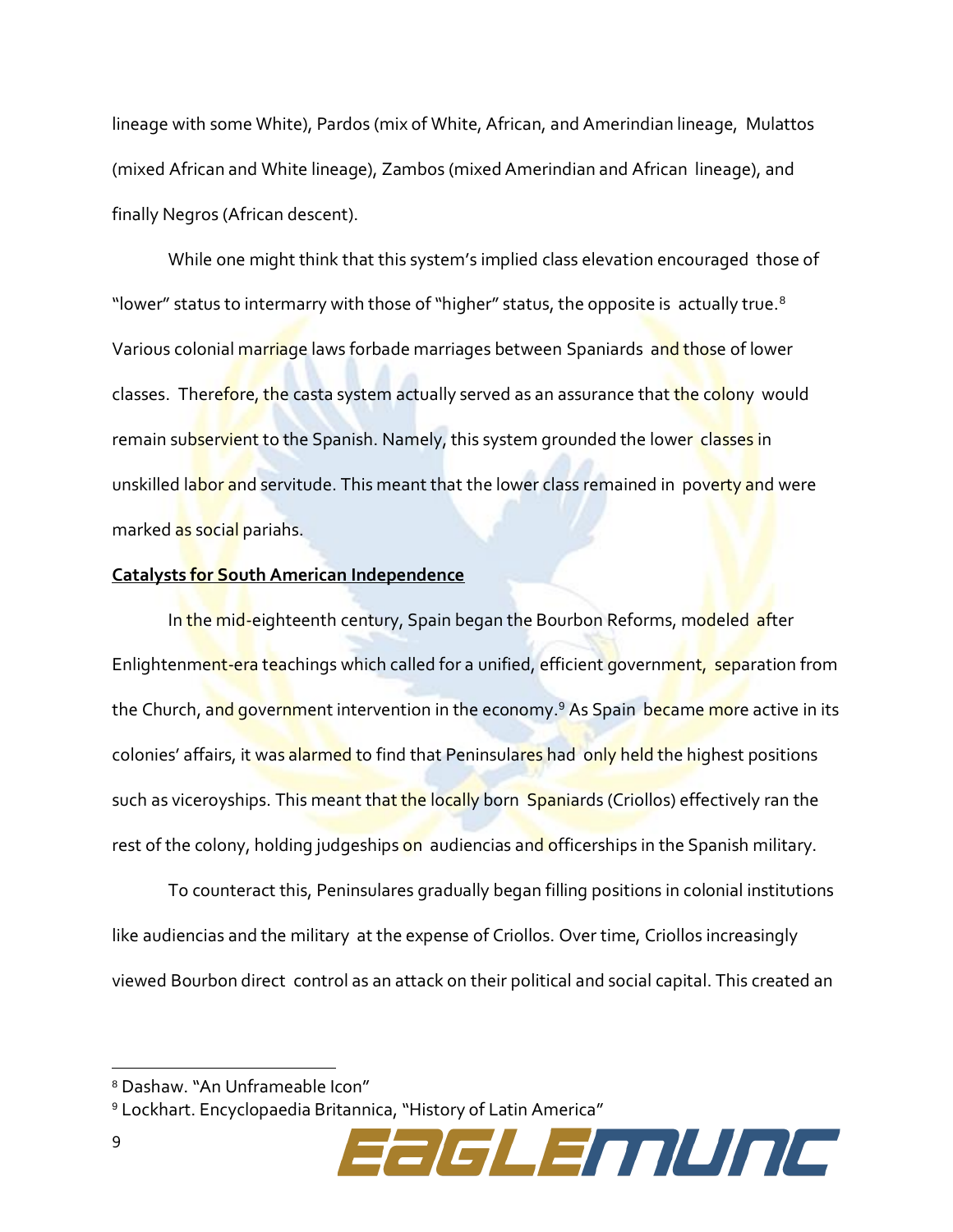lineage with some White), Pardos (mix of White, African, and Amerindian lineage, Mulattos (mixed African and White lineage), Zambos (mixed Amerindian and African lineage), and finally Negros (African descent).

While one might think that this system's implied class elevation encouraged those of "lower" status to intermarry with those of "higher" status, the opposite is actually true.[8] Various colonial marriage laws forbade marriages between Spaniards and those of lower classes. Therefore, the casta system actually served as an assurance that the colony would remain subservient to the Spanish. Namely, this system grounded the lower classes in unskilled labor and servitude. This meant that the lower class remained in poverty and were marked as social pariahs.

**Catalysts for South American Independence**

In the mid-eighteenth century, Spain began the Bourbon Reforms, modeled after Enlightenment-era teachings which called for a unified, efficient government, separation from the Church, and government intervention in the economy.[9] As Spain became more active in its colonies' affairs, it was alarmed to find that Peninsulares had only held the highest positions such as viceroyships. This meant that the locally born Spaniards (Criollos) effectively ran the rest of the colony, holding judgeships on audiencias and officerships in the Spanish military.

To counteract this, Peninsulares gradually began filling positions in colonial institutions like audiencias and the military at the expense of Criollos. Over time, Criollos increasingly viewed Bourbon direct control as an attack on their political and social capital. This created an

[8] Dashaw. "An Unframeable Icon"

[9] Lockhart. Encyclopaedia Britannica, "History of Latin America"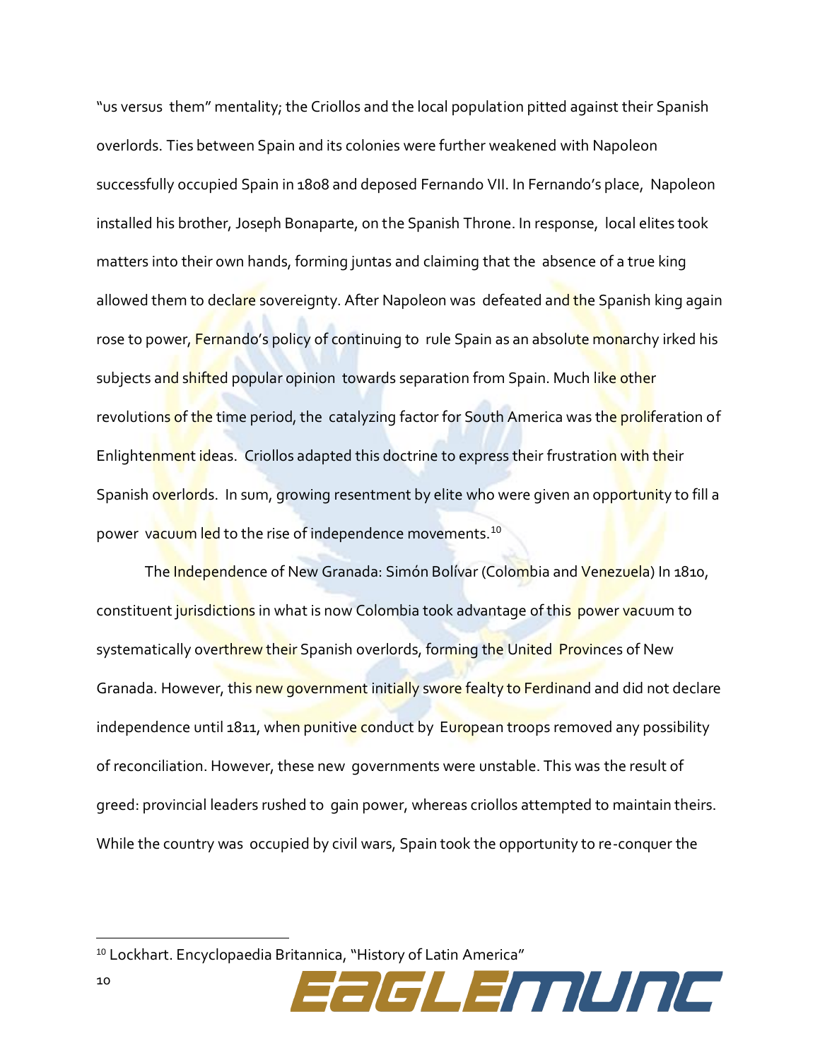"us versus them" mentality; the Criollos and the local population pitted against their Spanish overlords. Ties between Spain and its colonies were further weakened with Napoleon successfully occupied Spain in 1808 and deposed Fernando VII. In Fernando's place, Napoleon installed his brother, Joseph Bonaparte, on the Spanish Throne. In response, local elites took matters into their own hands, forming juntas and claiming that the absence of a true king allowed them to declare sovereignty. After Napoleon was defeated and the Spanish king again rose to power, Fernando's policy of continuing to rule Spain as an absolute monarchy irked his subjects and shifted popular opinion towards separation from Spain. Much like other revolutions of the time period, the catalyzing factor for South America was the proliferation of Enlightenment ideas. Criollos adapted this doctrine to express their frustration with their Spanish overlords. In sum, growing resentment by elite who were given an opportunity to fill a power vacuum led to the rise of independence movements.[10]

The Independence of New Granada: Simón Bolívar (Colombia and Venezuela) In 1810, constituent jurisdictions in what is now Colombia took advantage of this power vacuum to systematically overthrew their Spanish overlords, forming the United Provinces of New Granada. However, this new government initially swore fealty to Ferdinand and did not declare independence until 1811, when punitive conduct by European troops removed any possibility of reconciliation. However, these new governments were unstable. This was the result of greed: provincial leaders rushed to gain power, whereas criollos attempted to maintain theirs. While the country was occupied by civil wars, Spain took the opportunity to re-conquer the

[10] Lockhart. Encyclopaedia Britannica, "History of Latin America"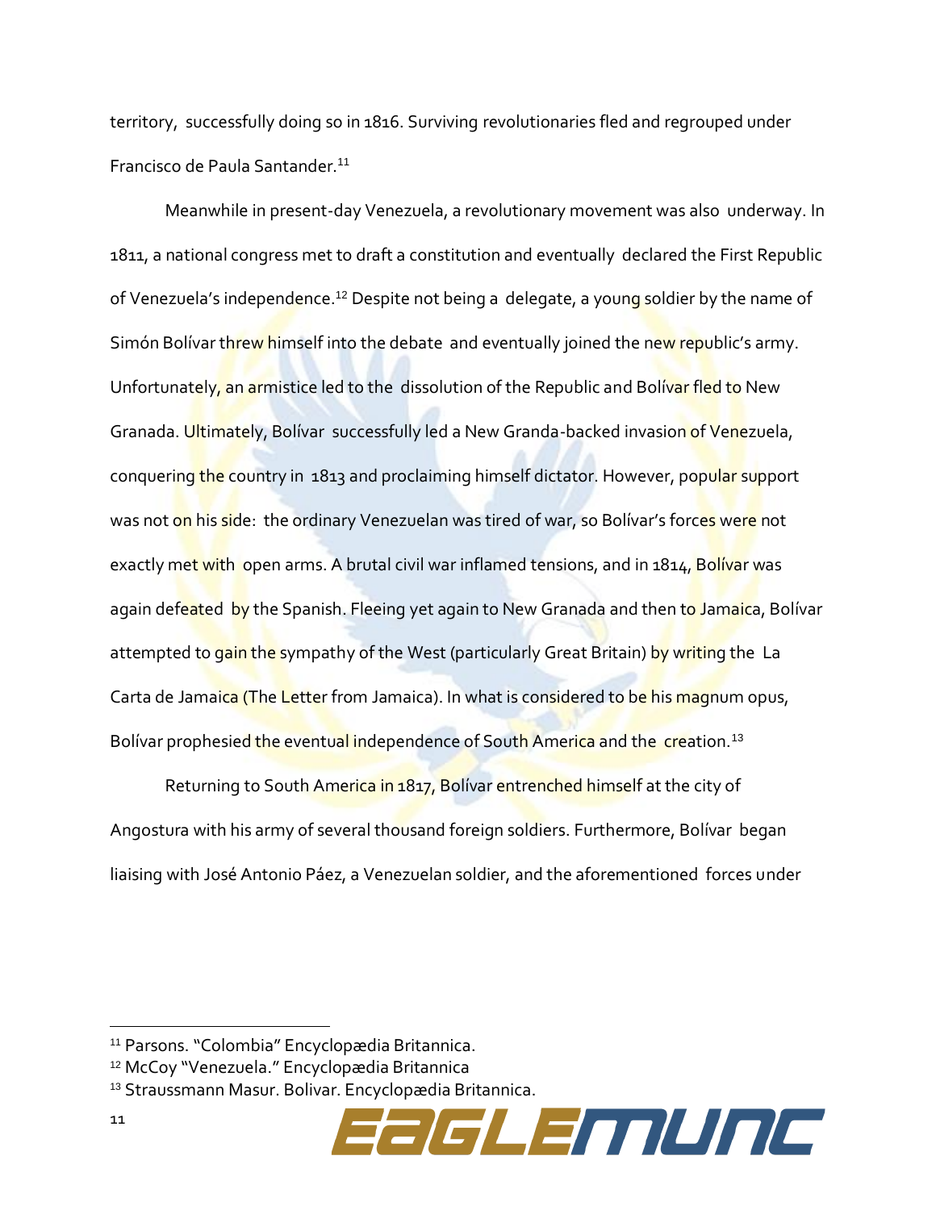territory, successfully doing so in 1816. Surviving revolutionaries fled and regrouped under Francisco de Paula Santander.[11]

Meanwhile in present-day Venezuela, a revolutionary movement was also underway. In 1811, a national congress met to draft a constitution and eventually declared the First Republic of Venezuela's independence.[12] Despite not being a delegate, a young soldier by the name of Simón Bolívar threw himself into the debate and eventually joined the new republic's army. Unfortunately, an armistice led to the dissolution of the Republic and Bolívar fled to New Granada. Ultimately, Bolívar successfully led a New Granda-backed invasion of Venezuela, conquering the country in 1813 and proclaiming himself dictator. However, popular support was not on his side: the ordinary Venezuelan was tired of war, so Bolívar's forces were not exactly met with open arms. A brutal civil war inflamed tensions, and in 1814, Bolívar was again defeated by the Spanish. Fleeing yet again to New Granada and then to Jamaica, Bolívar attempted to gain the sympathy of the West (particularly Great Britain) by writing the La Carta de Jamaica (The Letter from Jamaica). In what is considered to be his magnum opus, Bolívar prophesied the eventual independence of South America and the creation.[13]

Returning to South America in 1817, Bolívar entrenched himself at the city of Angostura with his army of several thousand foreign soldiers. Furthermore, Bolívar began liaising with José Antonio Páez, a Venezuelan soldier, and the aforementioned forces under

---

[11] Parsons. "Colombia" Encyclopædia Britannica.

[12] McCoy "Venezuela." Encyclopædia Britannica

[13] Straussmann Masur. Bolivar. Encyclopædia Britannica.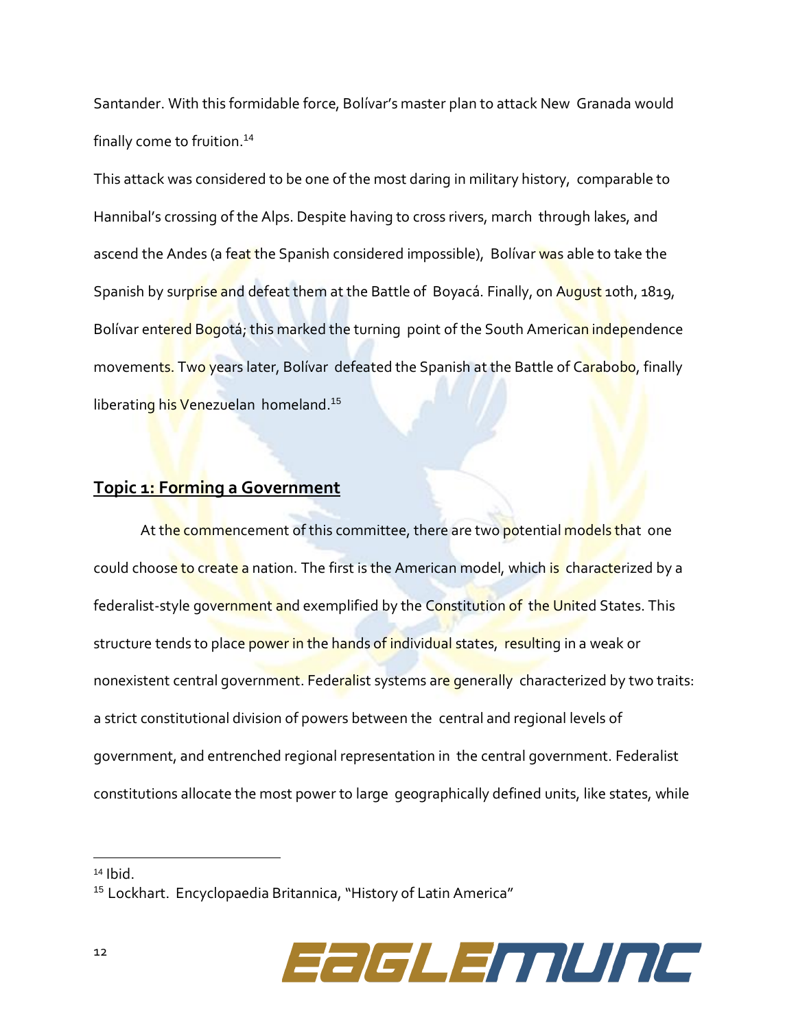Santander. With this formidable force, Bolívar's master plan to attack New Granada would finally come to fruition.[14]

This attack was considered to be one of the most daring in military history, comparable to Hannibal's crossing of the Alps. Despite having to cross rivers, march through lakes, and ascend the Andes (a feat the Spanish considered impossible), Bolívar was able to take the Spanish by surprise and defeat them at the Battle of Boyacá. Finally, on August 10th, 1819, Bolívar entered Bogotá; this marked the turning point of the South American independence movements. Two years later, Bolívar defeated the Spanish at the Battle of Carabobo, finally liberating his Venezuelan homeland.[15]

## Topic 1: Forming a Government

At the commencement of this committee, there are two potential models that one could choose to create a nation. The first is the American model, which is characterized by a federalist-style government and exemplified by the Constitution of the United States. This structure tends to place power in the hands of individual states, resulting in a weak or nonexistent central government. Federalist systems are generally characterized by two traits: a strict constitutional division of powers between the central and regional levels of government, and entrenched regional representation in the central government. Federalist constitutions allocate the most power to large geographically defined units, like states, while

---

[14] Ibid.

[15] Lockhart. Encyclopaedia Britannica, "History of Latin America"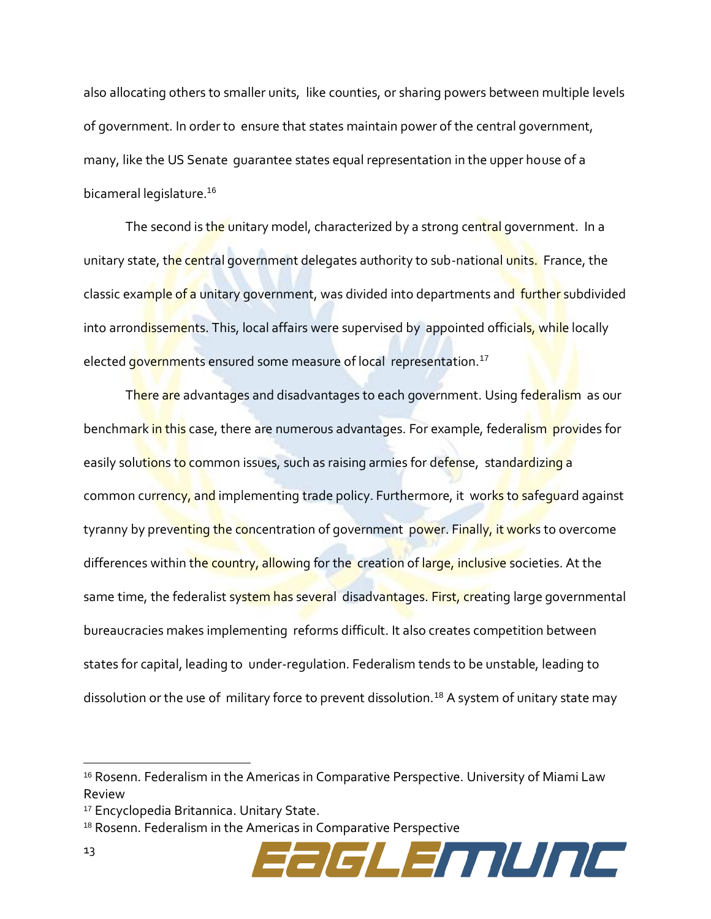also allocating others to smaller units, like counties, or sharing powers between multiple levels of government. In order to ensure that states maintain power of the central government, many, like the US Senate guarantee states equal representation in the upper house of a bicameral legislature.[16]

The second is the unitary model, characterized by a strong central government. In a unitary state, the central government delegates authority to sub-national units. France, the classic example of a unitary government, was divided into departments and further subdivided into arrondissements. This, local affairs were supervised by appointed officials, while locally elected governments ensured some measure of local representation.[17]

There are advantages and disadvantages to each government. Using federalism as our benchmark in this case, there are numerous advantages. For example, federalism provides for easily solutions to common issues, such as raising armies for defense, standardizing a common currency, and implementing trade policy. Furthermore, it works to safeguard against tyranny by preventing the concentration of government power. Finally, it works to overcome differences within the country, allowing for the creation of large, inclusive societies. At the same time, the federalist system has several disadvantages. First, creating large governmental bureaucracies makes implementing reforms difficult. It also creates competition between states for capital, leading to under-regulation. Federalism tends to be unstable, leading to dissolution or the use of military force to prevent dissolution.[18] A system of unitary state may

---

[16] Rosenn. Federalism in the Americas in Comparative Perspective. University of Miami Law Review

[17] Encyclopedia Britannica. Unitary State.

[18] Rosenn. Federalism in the Americas in Comparative Perspective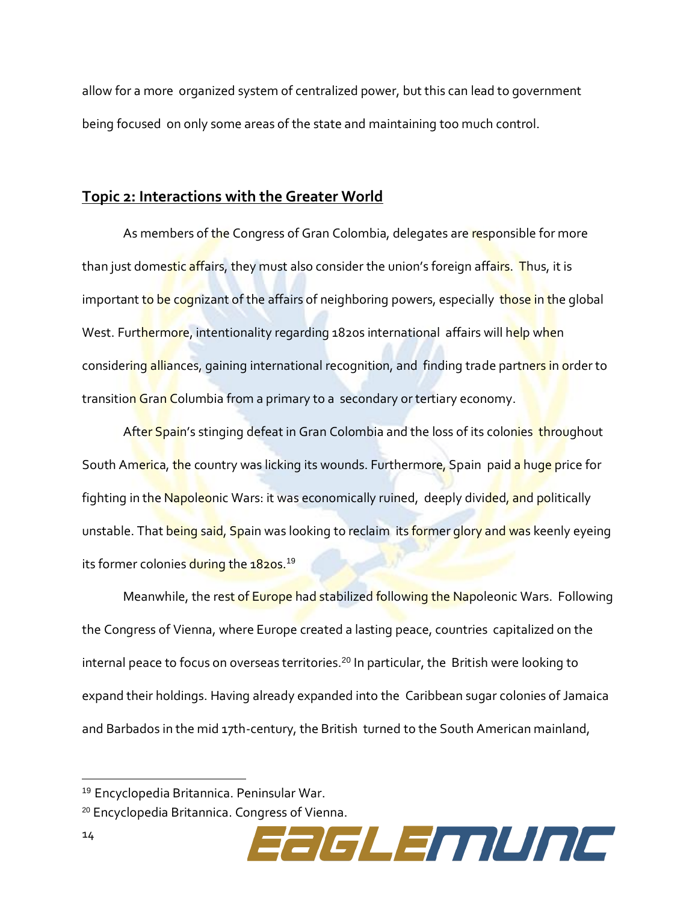allow for a more organized system of centralized power, but this can lead to government being focused on only some areas of the state and maintaining too much control.

## Topic 2: Interactions with the Greater World

As members of the Congress of Gran Colombia, delegates are responsible for more than just domestic affairs, they must also consider the union's foreign affairs. Thus, it is important to be cognizant of the affairs of neighboring powers, especially those in the global West. Furthermore, intentionality regarding 1820s international affairs will help when considering alliances, gaining international recognition, and finding trade partners in order to transition Gran Columbia from a primary to a secondary or tertiary economy.

After Spain's stinging defeat in Gran Colombia and the loss of its colonies throughout South America, the country was licking its wounds. Furthermore, Spain paid a huge price for fighting in the Napoleonic Wars: it was economically ruined, deeply divided, and politically unstable. That being said, Spain was looking to reclaim its former glory and was keenly eyeing its former colonies during the 1820s.[19]

Meanwhile, the rest of Europe had stabilized following the Napoleonic Wars. Following the Congress of Vienna, where Europe created a lasting peace, countries capitalized on the internal peace to focus on overseas territories.[20] In particular, the British were looking to expand their holdings. Having already expanded into the Caribbean sugar colonies of Jamaica and Barbados in the mid 17th-century, the British turned to the South American mainland,

---

[19] Encyclopedia Britannica. Peninsular War.

[20] Encyclopedia Britannica. Congress of Vienna.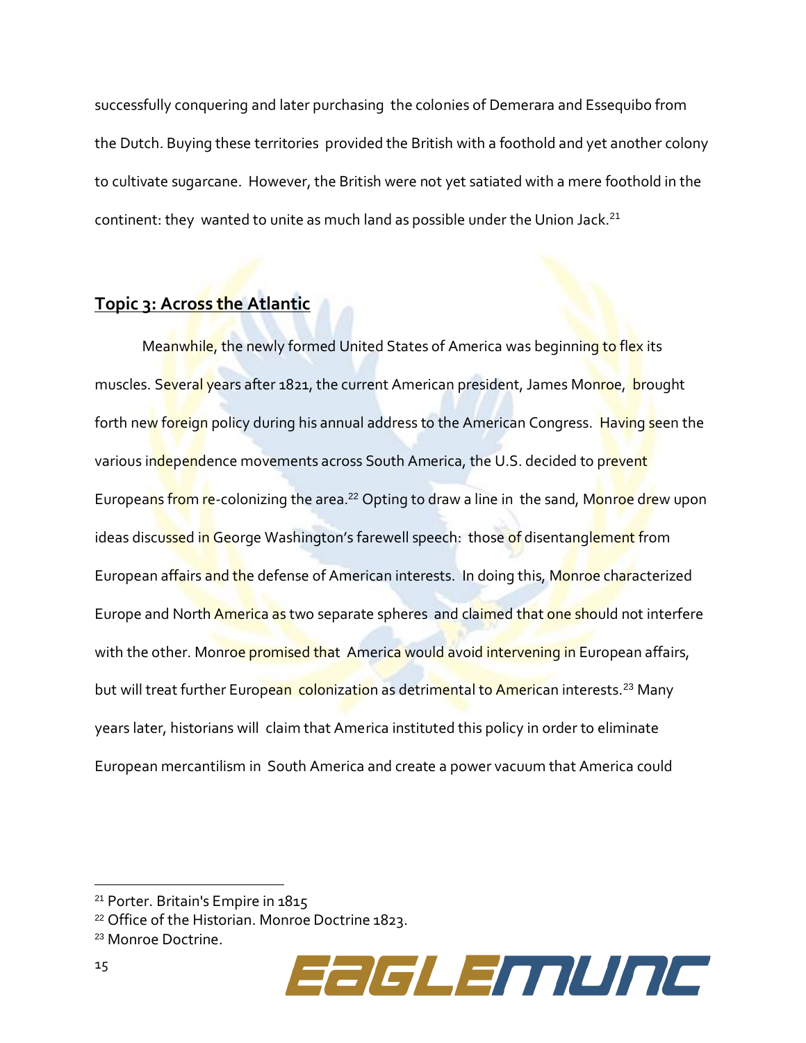successfully conquering and later purchasing the colonies of Demerara and Essequibo from the Dutch. Buying these territories provided the British with a foothold and yet another colony to cultivate sugarcane. However, the British were not yet satiated with a mere foothold in the continent: they wanted to unite as much land as possible under the Union Jack.[21]

## Topic 3: Across the Atlantic

Meanwhile, the newly formed United States of America was beginning to flex its muscles. Several years after 1821, the current American president, James Monroe, brought forth new foreign policy during his annual address to the American Congress. Having seen the various independence movements across South America, the U.S. decided to prevent Europeans from re-colonizing the area.[22] Opting to draw a line in the sand, Monroe drew upon ideas discussed in George Washington's farewell speech: those of disentanglement from European affairs and the defense of American interests. In doing this, Monroe characterized Europe and North America as two separate spheres and claimed that one should not interfere with the other. Monroe promised that America would avoid intervening in European affairs, but will treat further European colonization as detrimental to American interests.[23] Many years later, historians will claim that America instituted this policy in order to eliminate European mercantilism in South America and create a power vacuum that America could

---

[21] Porter. Britain's Empire in 1815

[22] Office of the Historian. Monroe Doctrine 1823.

[23] Monroe Doctrine.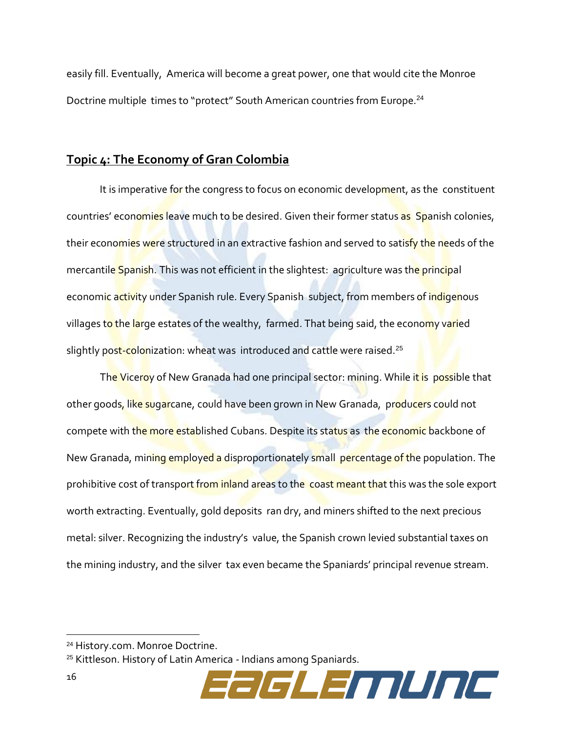easily fill. Eventually, America will become a great power, one that would cite the Monroe Doctrine multiple times to "protect" South American countries from Europe.[24]

## Topic 4: The Economy of Gran Colombia

It is imperative for the congress to focus on economic development, as the constituent countries' economies leave much to be desired. Given their former status as Spanish colonies, their economies were structured in an extractive fashion and served to satisfy the needs of the mercantile Spanish. This was not efficient in the slightest: agriculture was the principal economic activity under Spanish rule. Every Spanish subject, from members of indigenous villages to the large estates of the wealthy, farmed. That being said, the economy varied slightly post-colonization: wheat was introduced and cattle were raised.[25]

The Viceroy of New Granada had one principal sector: mining. While it is possible that other goods, like sugarcane, could have been grown in New Granada, producers could not compete with the more established Cubans. Despite its status as the economic backbone of New Granada, mining employed a disproportionately small percentage of the population. The prohibitive cost of transport from inland areas to the coast meant that this was the sole export worth extracting. Eventually, gold deposits ran dry, and miners shifted to the next precious metal: silver. Recognizing the industry's value, the Spanish crown levied substantial taxes on the mining industry, and the silver tax even became the Spaniards' principal revenue stream.

---

[24] History.com. Monroe Doctrine.

[25] Kittleson. History of Latin America - Indians among Spaniards.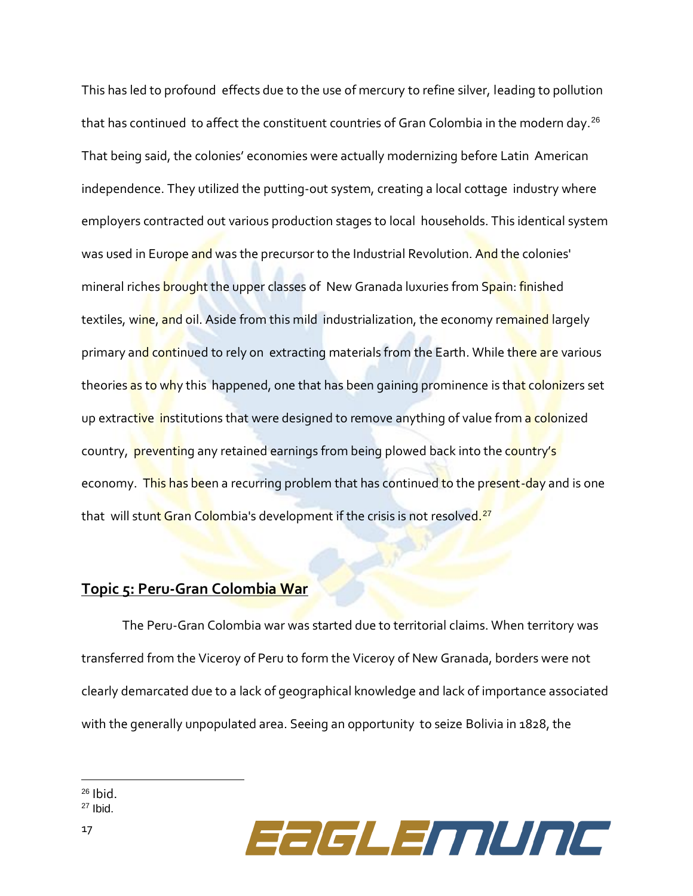This has led to profound effects due to the use of mercury to refine silver, leading to pollution that has continued to affect the constituent countries of Gran Colombia in the modern day.[26] That being said, the colonies' economies were actually modernizing before Latin American independence. They utilized the putting-out system, creating a local cottage industry where employers contracted out various production stages to local households. This identical system was used in Europe and was the precursor to the Industrial Revolution. And the colonies' mineral riches brought the upper classes of New Granada luxuries from Spain: finished textiles, wine, and oil. Aside from this mild industrialization, the economy remained largely primary and continued to rely on extracting materials from the Earth. While there are various theories as to why this happened, one that has been gaining prominence is that colonizers set up extractive institutions that were designed to remove anything of value from a colonized country, preventing any retained earnings from being plowed back into the country's economy. This has been a recurring problem that has continued to the present-day and is one that will stunt Gran Colombia's development if the crisis is not resolved.[27]

## Topic 5: Peru-Gran Colombia War

The Peru-Gran Colombia war was started due to territorial claims. When territory was transferred from the Viceroy of Peru to form the Viceroy of New Granada, borders were not clearly demarcated due to a lack of geographical knowledge and lack of importance associated with the generally unpopulated area. Seeing an opportunity to seize Bolivia in 1828, the

---

[26] Ibid.

[27] Ibid.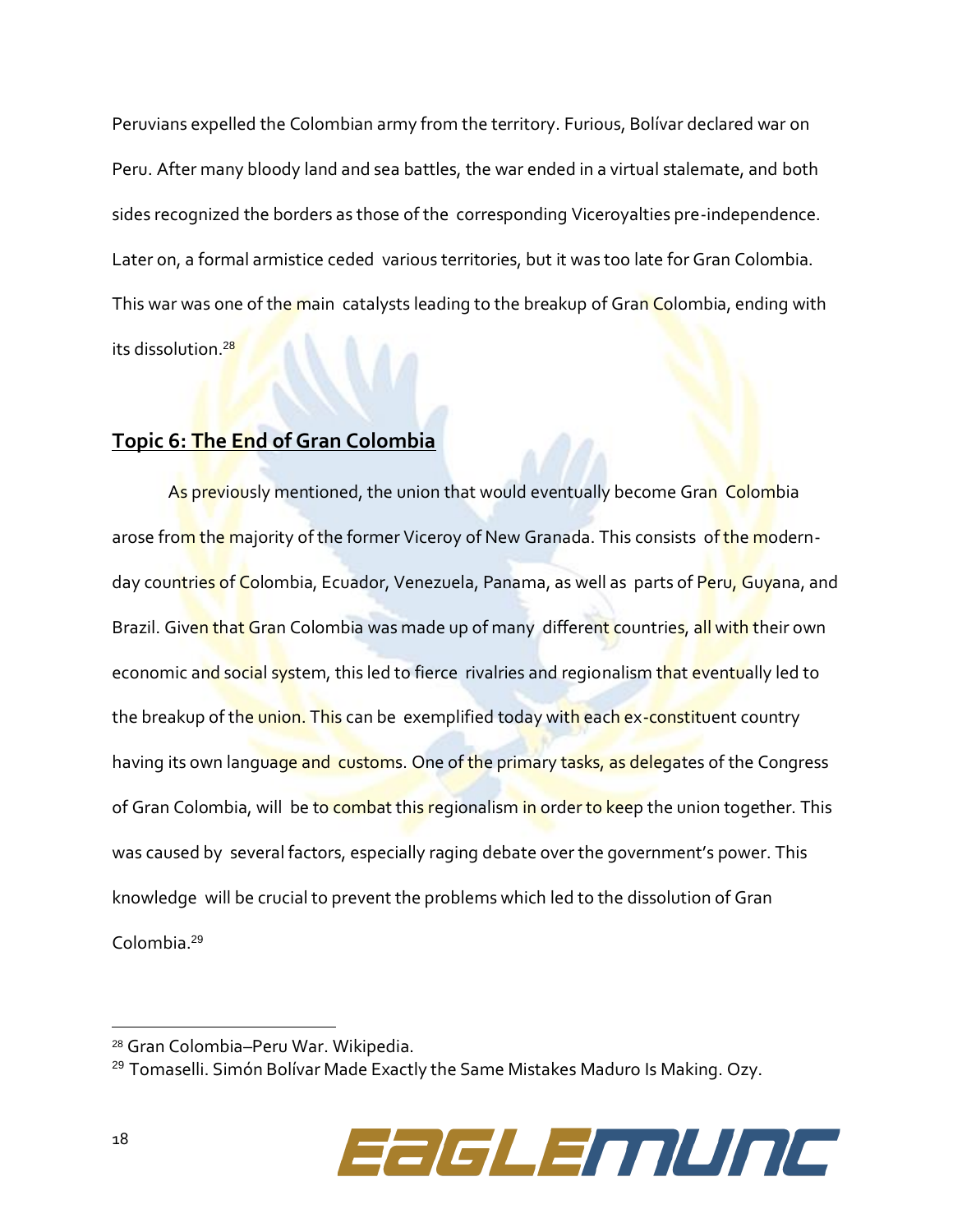Peruvians expelled the Colombian army from the territory. Furious, Bolívar declared war on Peru. After many bloody land and sea battles, the war ended in a virtual stalemate, and both sides recognized the borders as those of the corresponding Viceroyalties pre-independence. Later on, a formal armistice ceded various territories, but it was too late for Gran Colombia. This war was one of the main catalysts leading to the breakup of Gran Colombia, ending with its dissolution.[28]

## Topic 6: The End of Gran Colombia

As previously mentioned, the union that would eventually become Gran Colombia arose from the majority of the former Viceroy of New Granada. This consists of the modern-day countries of Colombia, Ecuador, Venezuela, Panama, as well as parts of Peru, Guyana, and Brazil. Given that Gran Colombia was made up of many different countries, all with their own economic and social system, this led to fierce rivalries and regionalism that eventually led to the breakup of the union. This can be exemplified today with each ex-constituent country having its own language and customs. One of the primary tasks, as delegates of the Congress of Gran Colombia, will be to combat this regionalism in order to keep the union together. This was caused by several factors, especially raging debate over the government's power. This knowledge will be crucial to prevent the problems which led to the dissolution of Gran Colombia.[29]

---

[28] Gran Colombia–Peru War. Wikipedia.

[29] Tomaselli. Simón Bolívar Made Exactly the Same Mistakes Maduro Is Making. Ozy.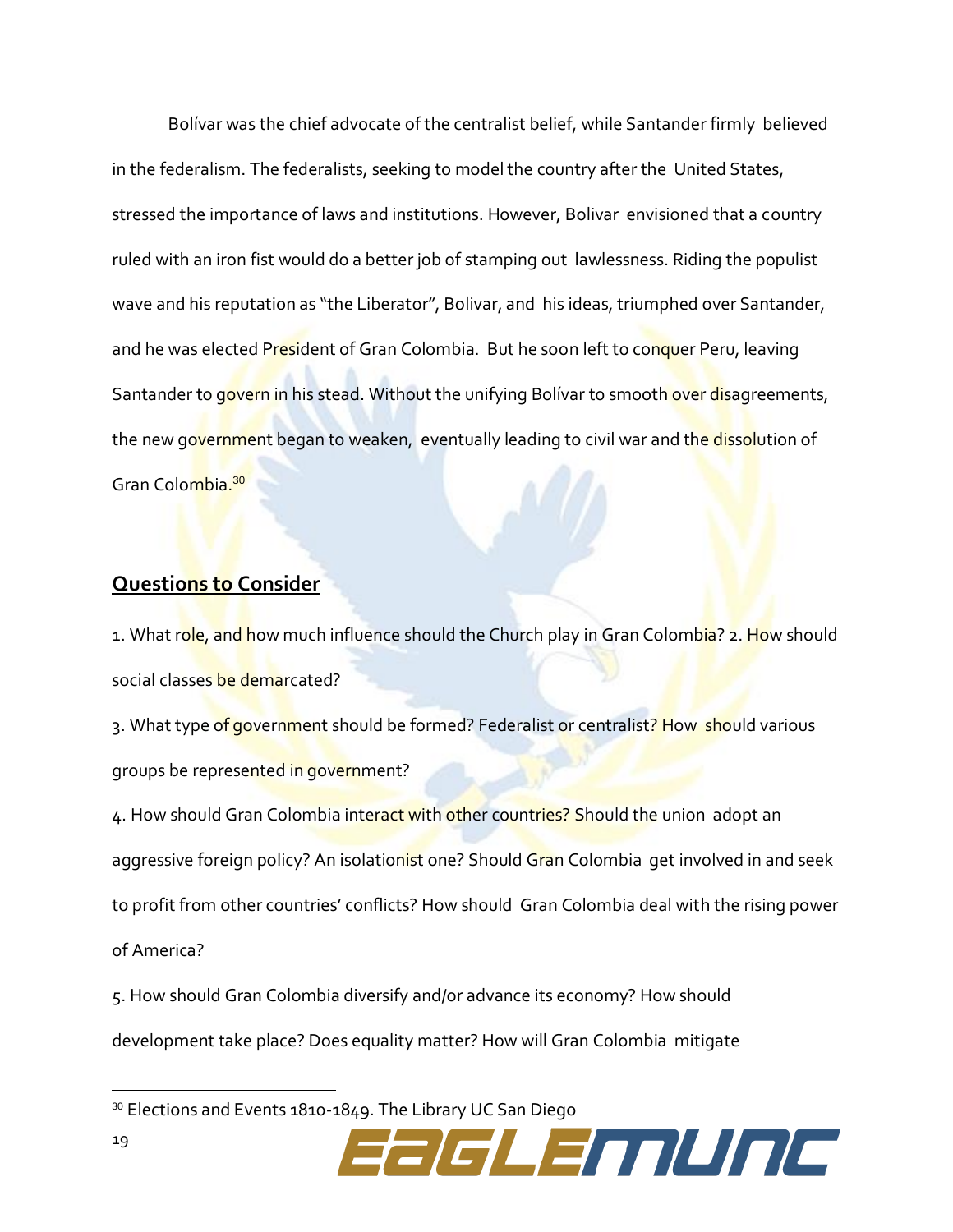Bolívar was the chief advocate of the centralist belief, while Santander firmly believed in the federalism. The federalists, seeking to model the country after the United States, stressed the importance of laws and institutions. However, Bolivar envisioned that a country ruled with an iron fist would do a better job of stamping out lawlessness. Riding the populist wave and his reputation as "the Liberator", Bolivar, and his ideas, triumphed over Santander, and he was elected President of Gran Colombia. But he soon left to conquer Peru, leaving Santander to govern in his stead. Without the unifying Bolívar to smooth over disagreements, the new government began to weaken, eventually leading to civil war and the dissolution of Gran Colombia.[30]

## Questions to Consider

1. What role, and how much influence should the Church play in Gran Colombia?
2. How should social classes be demarcated?
3. What type of government should be formed? Federalist or centralist? How should various groups be represented in government?
4. How should Gran Colombia interact with other countries? Should the union adopt an aggressive foreign policy? An isolationist one? Should Gran Colombia get involved in and seek to profit from other countries' conflicts? How should Gran Colombia deal with the rising power of America?
5. How should Gran Colombia diversify and/or advance its economy? How should development take place? Does equality matter? How will Gran Colombia mitigate

---

[30] Elections and Events 1810-1849. The Library UC San Diego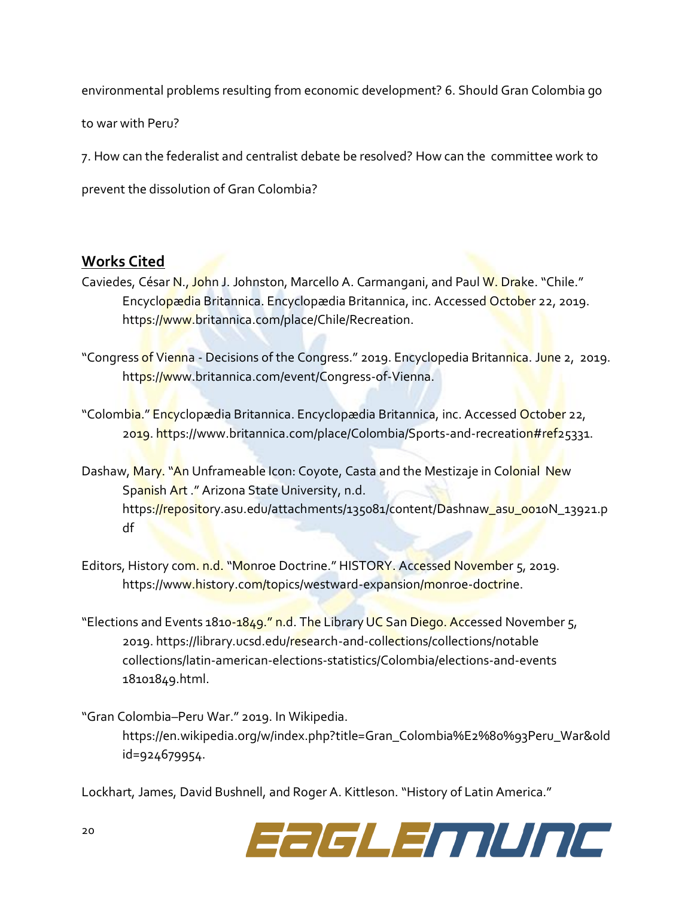environmental problems resulting from economic development? 6. Should Gran Colombia go to war with Peru?

7. How can the federalist and centralist debate be resolved? How can the committee work to prevent the dissolution of Gran Colombia?

## Works Cited

Caviedes, César N., John J. Johnston, Marcello A. Carmangani, and Paul W. Drake. "Chile." Encyclopædia Britannica. Encyclopædia Britannica, inc. Accessed October 22, 2019. https://www.britannica.com/place/Chile/Recreation.

"Congress of Vienna - Decisions of the Congress." 2019. Encyclopedia Britannica. June 2, 2019. https://www.britannica.com/event/Congress-of-Vienna.

"Colombia." Encyclopædia Britannica. Encyclopædia Britannica, inc. Accessed October 22, 2019. https://www.britannica.com/place/Colombia/Sports-and-recreation#ref25331.

Dashaw, Mary. "An Unframeable Icon: Coyote, Casta and the Mestizaje in Colonial New Spanish Art ." Arizona State University, n.d. https://repository.asu.edu/attachments/135081/content/Dashnaw_asu_0010N_13921.pdf

Editors, History com. n.d. "Monroe Doctrine." HISTORY. Accessed November 5, 2019. https://www.history.com/topics/westward-expansion/monroe-doctrine.

"Elections and Events 1810-1849." n.d. The Library UC San Diego. Accessed November 5, 2019. https://library.ucsd.edu/research-and-collections/collections/notable collections/latin-american-elections-statistics/Colombia/elections-and-events 18101849.html.

"Gran Colombia–Peru War." 2019. In Wikipedia. https://en.wikipedia.org/w/index.php?title=Gran_Colombia%E2%80%93Peru_War&oldid=924679954.

Lockhart, James, David Bushnell, and Roger A. Kittleson. "History of Latin America."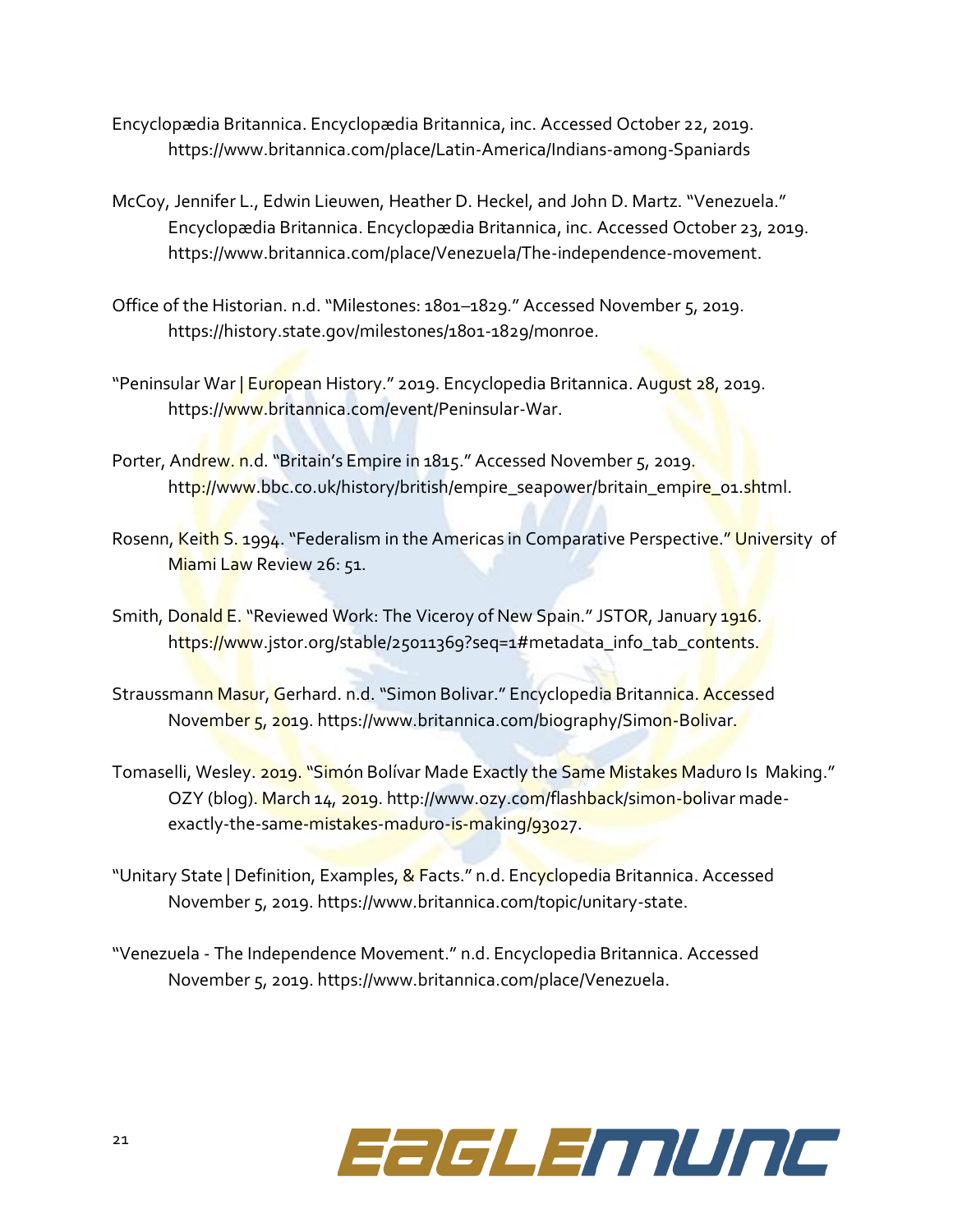Encyclopædia Britannica. Encyclopædia Britannica, inc. Accessed October 22, 2019. https://www.britannica.com/place/Latin-America/Indians-among-Spaniards

McCoy, Jennifer L., Edwin Lieuwen, Heather D. Heckel, and John D. Martz. "Venezuela." Encyclopædia Britannica. Encyclopædia Britannica, inc. Accessed October 23, 2019. https://www.britannica.com/place/Venezuela/The-independence-movement.

Office of the Historian. n.d. "Milestones: 1801–1829." Accessed November 5, 2019. https://history.state.gov/milestones/1801-1829/monroe.

"Peninsular War | European History." 2019. Encyclopedia Britannica. August 28, 2019. https://www.britannica.com/event/Peninsular-War.

Porter, Andrew. n.d. "Britain's Empire in 1815." Accessed November 5, 2019. http://www.bbc.co.uk/history/british/empire_seapower/britain_empire_01.shtml.

Rosenn, Keith S. 1994. "Federalism in the Americas in Comparative Perspective." University of Miami Law Review 26: 51.

Smith, Donald E. "Reviewed Work: The Viceroy of New Spain." JSTOR, January 1916. https://www.jstor.org/stable/25011369?seq=1#metadata_info_tab_contents.

Straussmann Masur, Gerhard. n.d. "Simon Bolivar." Encyclopedia Britannica. Accessed November 5, 2019. https://www.britannica.com/biography/Simon-Bolivar.

Tomaselli, Wesley. 2019. "Simón Bolívar Made Exactly the Same Mistakes Maduro Is Making." OZY (blog). March 14, 2019. http://www.ozy.com/flashback/simon-bolivar made-exactly-the-same-mistakes-maduro-is-making/93027.

"Unitary State | Definition, Examples, & Facts." n.d. Encyclopedia Britannica. Accessed November 5, 2019. https://www.britannica.com/topic/unitary-state.

"Venezuela - The Independence Movement." n.d. Encyclopedia Britannica. Accessed November 5, 2019. https://www.britannica.com/place/Venezuela.